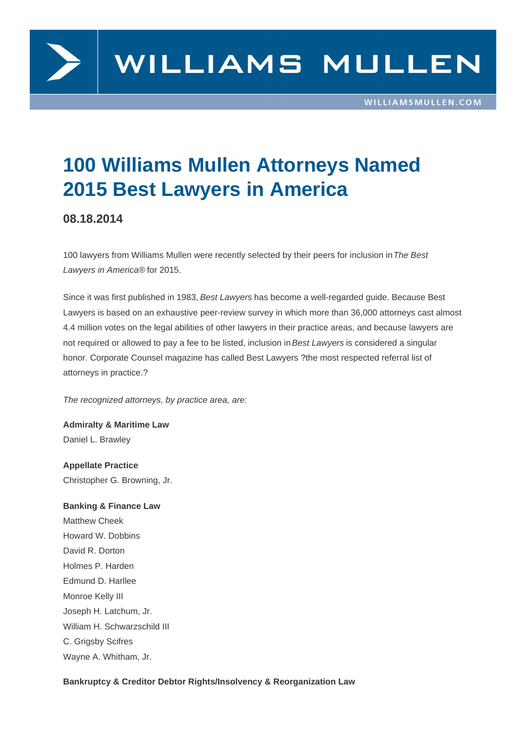# 100 Williams Mullen Attorneys Named 2015 Best Lawyers in America

## 08.18.2014

100 lawyers from Williams Mullen were recently selected by their peers for inclusion in *The Best Lawyers in America®* for 2015.

Since it was first published in 1983, *Best Lawyers* has become a well-regarded guide. Because Best Lawyers is based on an exhaustive peer-review survey in which more than 36,000 attorneys cast almost 4.4 million votes on the legal abilities of other lawyers in their practice areas, and because lawyers are not required or allowed to pay a fee to be listed, inclusion in *Best Lawyers* is considered a singular honor. Corporate Counsel magazine has called Best Lawyers ?the most respected referral list of attorneys in practice.?

*The recognized attorneys, by practice area, are:*

**Admiralty & Maritime Law**
Daniel L. Brawley

**Appellate Practice**
Christopher G. Browning, Jr.

**Banking & Finance Law**
Matthew Cheek
Howard W. Dobbins
David R. Dorton
Holmes P. Harden
Edmund D. Harllee
Monroe Kelly III
Joseph H. Latchum, Jr.
William H. Schwarzschild III
C. Grigsby Scifres
Wayne A. Whitham, Jr.

**Bankruptcy & Creditor Debtor Rights/Insolvency & Reorganization Law**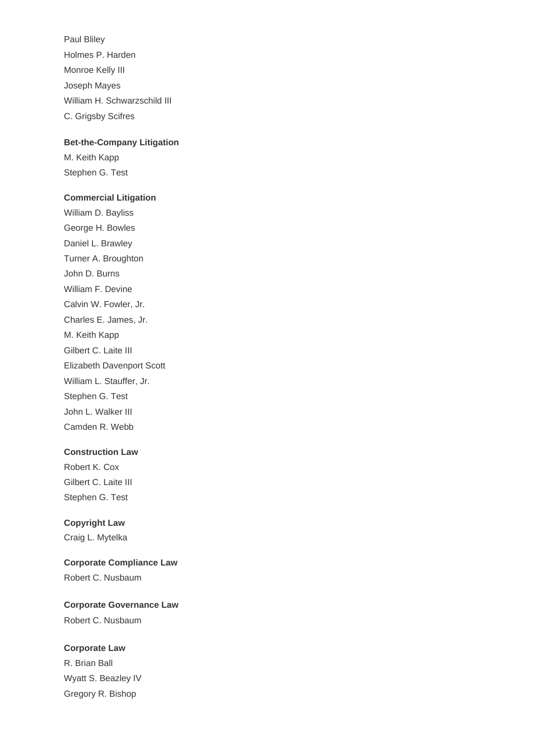Paul Bliley
Holmes P. Harden
Monroe Kelly III
Joseph Mayes
William H. Schwarzschild III
C. Grigsby Scifres

**Bet-the-Company Litigation**

M. Keith Kapp
Stephen G. Test

**Commercial Litigation**

William D. Bayliss
George H. Bowles
Daniel L. Brawley
Turner A. Broughton
John D. Burns
William F. Devine
Calvin W. Fowler, Jr.
Charles E. James, Jr.
M. Keith Kapp
Gilbert C. Laite III
Elizabeth Davenport Scott
William L. Stauffer, Jr.
Stephen G. Test
John L. Walker III
Camden R. Webb

**Construction Law**

Robert K. Cox
Gilbert C. Laite III
Stephen G. Test

**Copyright Law**

Craig L. Mytelka

**Corporate Compliance Law**

Robert C. Nusbaum

**Corporate Governance Law**

Robert C. Nusbaum

**Corporate Law**

R. Brian Ball
Wyatt S. Beazley IV
Gregory R. Bishop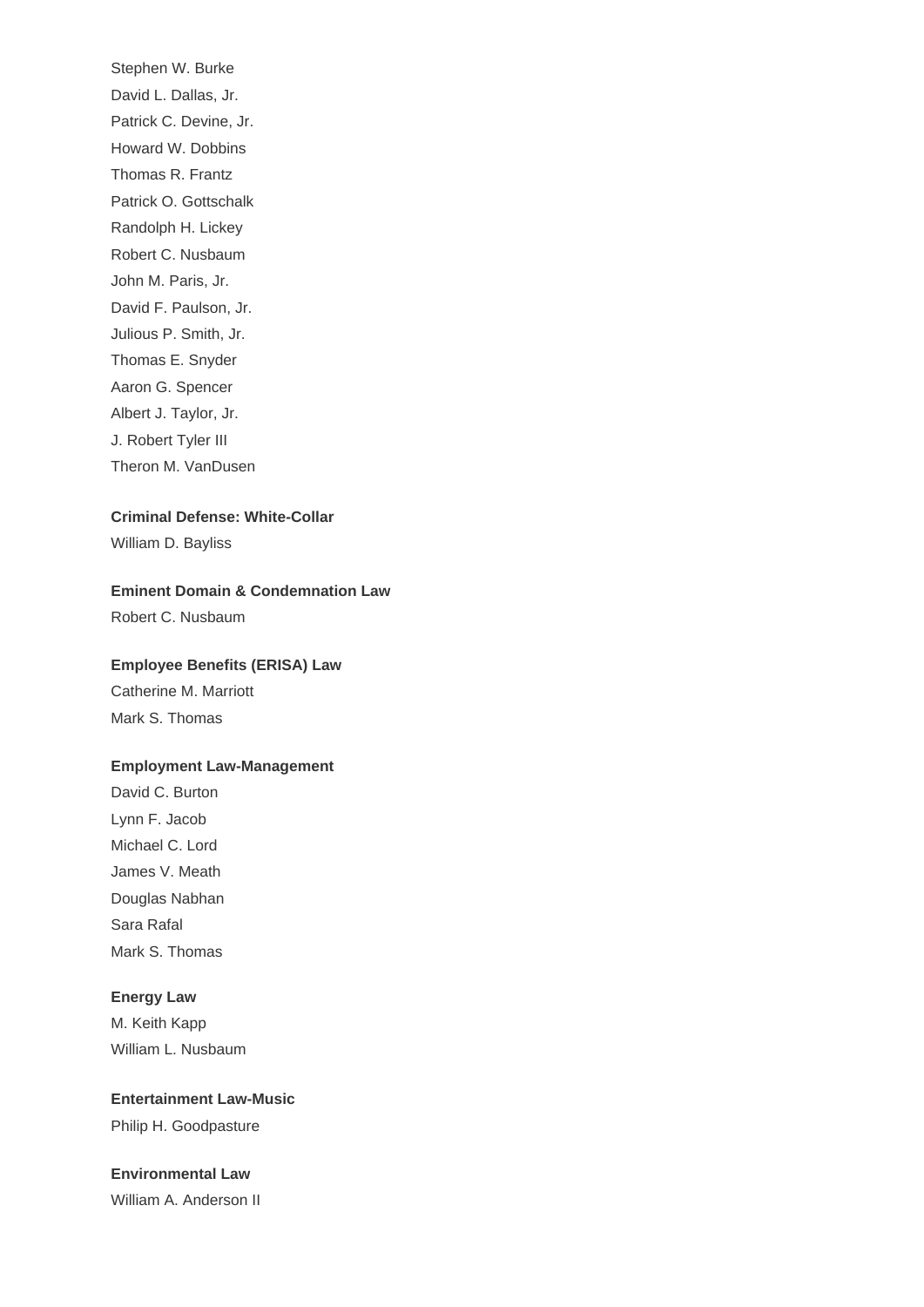Stephen W. Burke
David L. Dallas, Jr.
Patrick C. Devine, Jr.
Howard W. Dobbins
Thomas R. Frantz
Patrick O. Gottschalk
Randolph H. Lickey
Robert C. Nusbaum
John M. Paris, Jr.
David F. Paulson, Jr.
Julious P. Smith, Jr.
Thomas E. Snyder
Aaron G. Spencer
Albert J. Taylor, Jr.
J. Robert Tyler III
Theron M. VanDusen

**Criminal Defense: White-Collar**

William D. Bayliss

**Eminent Domain & Condemnation Law**

Robert C. Nusbaum

**Employee Benefits (ERISA) Law**

Catherine M. Marriott
Mark S. Thomas

**Employment Law-Management**

David C. Burton
Lynn F. Jacob
Michael C. Lord
James V. Meath
Douglas Nabhan
Sara Rafal
Mark S. Thomas

**Energy Law**

M. Keith Kapp
William L. Nusbaum

**Entertainment Law-Music**

Philip H. Goodpasture

**Environmental Law**

William A. Anderson II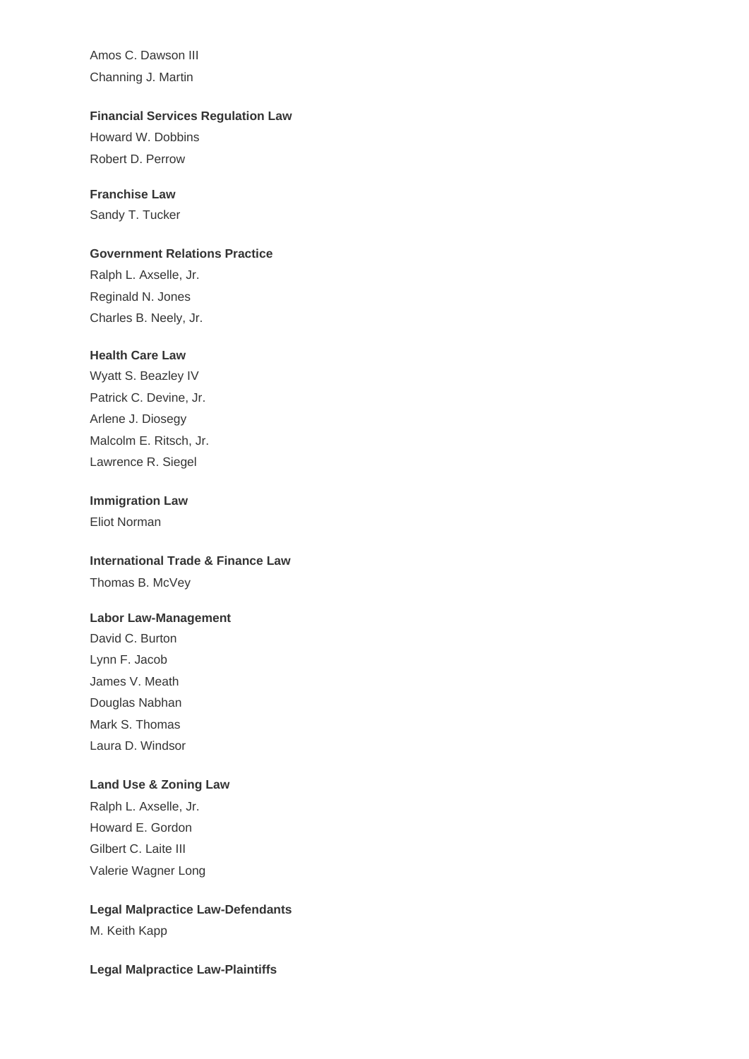Amos C. Dawson III

Channing J. Martin

**Financial Services Regulation Law**

Howard W. Dobbins

Robert D. Perrow

**Franchise Law**

Sandy T. Tucker

**Government Relations Practice**

Ralph L. Axselle, Jr.

Reginald N. Jones

Charles B. Neely, Jr.

**Health Care Law**

Wyatt S. Beazley IV

Patrick C. Devine, Jr.

Arlene J. Diosegy

Malcolm E. Ritsch, Jr.

Lawrence R. Siegel

**Immigration Law**

Eliot Norman

**International Trade & Finance Law**

Thomas B. McVey

**Labor Law-Management**

David C. Burton

Lynn F. Jacob

James V. Meath

Douglas Nabhan

Mark S. Thomas

Laura D. Windsor

**Land Use & Zoning Law**

Ralph L. Axselle, Jr.

Howard E. Gordon

Gilbert C. Laite III

Valerie Wagner Long

**Legal Malpractice Law-Defendants**

M. Keith Kapp

**Legal Malpractice Law-Plaintiffs**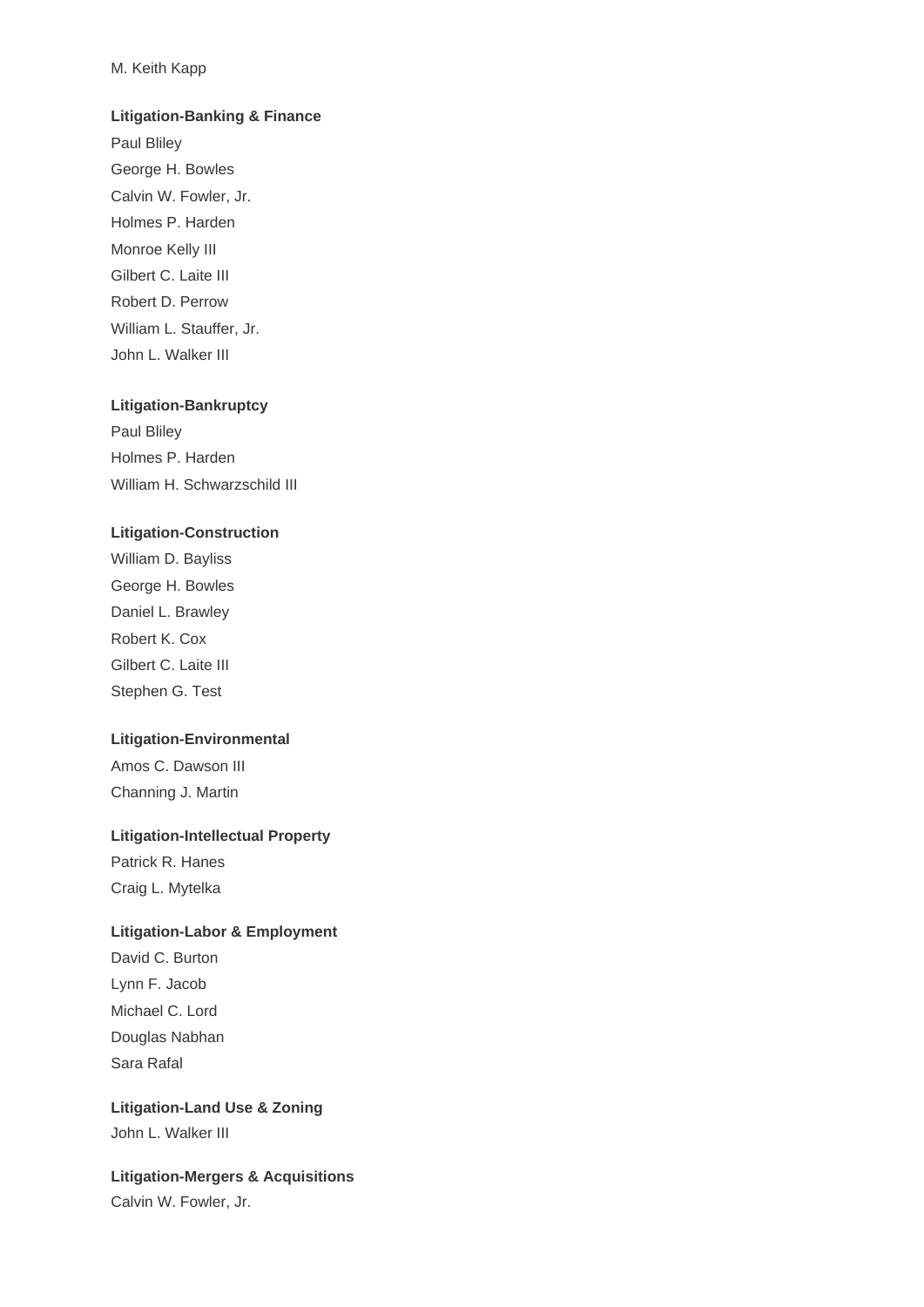M. Keith Kapp

**Litigation-Banking & Finance**

Paul Bliley
George H. Bowles
Calvin W. Fowler, Jr.
Holmes P. Harden
Monroe Kelly III
Gilbert C. Laite III
Robert D. Perrow
William L. Stauffer, Jr.
John L. Walker III

**Litigation-Bankruptcy**

Paul Bliley
Holmes P. Harden
William H. Schwarzschild III

**Litigation-Construction**

William D. Bayliss
George H. Bowles
Daniel L. Brawley
Robert K. Cox
Gilbert C. Laite III
Stephen G. Test

**Litigation-Environmental**

Amos C. Dawson III
Channing J. Martin

**Litigation-Intellectual Property**

Patrick R. Hanes
Craig L. Mytelka

**Litigation-Labor & Employment**

David C. Burton
Lynn F. Jacob
Michael C. Lord
Douglas Nabhan
Sara Rafal

**Litigation-Land Use & Zoning**

John L. Walker III

**Litigation-Mergers & Acquisitions**

Calvin W. Fowler, Jr.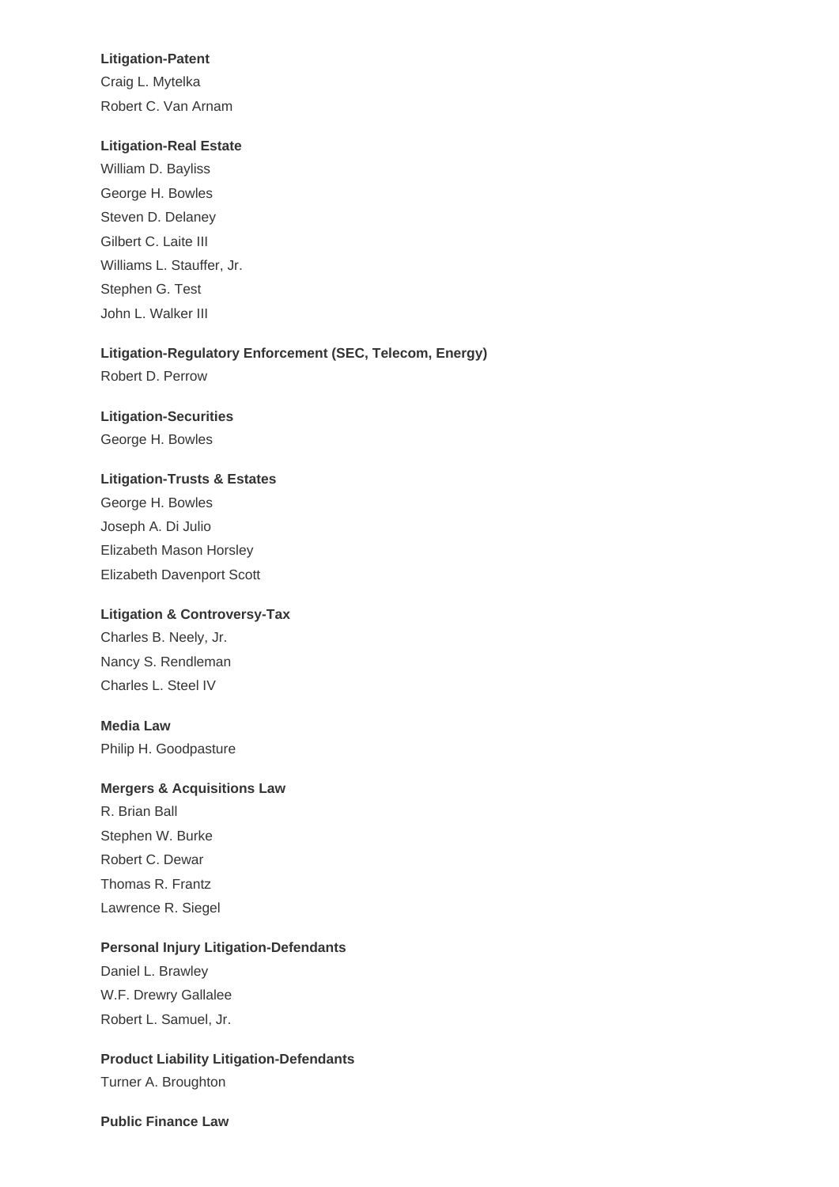**Litigation-Patent**

Craig L. Mytelka

Robert C. Van Arnam

**Litigation-Real Estate**

William D. Bayliss

George H. Bowles

Steven D. Delaney

Gilbert C. Laite III

Williams L. Stauffer, Jr.

Stephen G. Test

John L. Walker III

**Litigation-Regulatory Enforcement (SEC, Telecom, Energy)**

Robert D. Perrow

**Litigation-Securities**

George H. Bowles

**Litigation-Trusts & Estates**

George H. Bowles

Joseph A. Di Julio

Elizabeth Mason Horsley

Elizabeth Davenport Scott

**Litigation & Controversy-Tax**

Charles B. Neely, Jr.

Nancy S. Rendleman

Charles L. Steel IV

**Media Law**

Philip H. Goodpasture

**Mergers & Acquisitions Law**

R. Brian Ball

Stephen W. Burke

Robert C. Dewar

Thomas R. Frantz

Lawrence R. Siegel

**Personal Injury Litigation-Defendants**

Daniel L. Brawley

W.F. Drewry Gallalee

Robert L. Samuel, Jr.

**Product Liability Litigation-Defendants**

Turner A. Broughton

**Public Finance Law**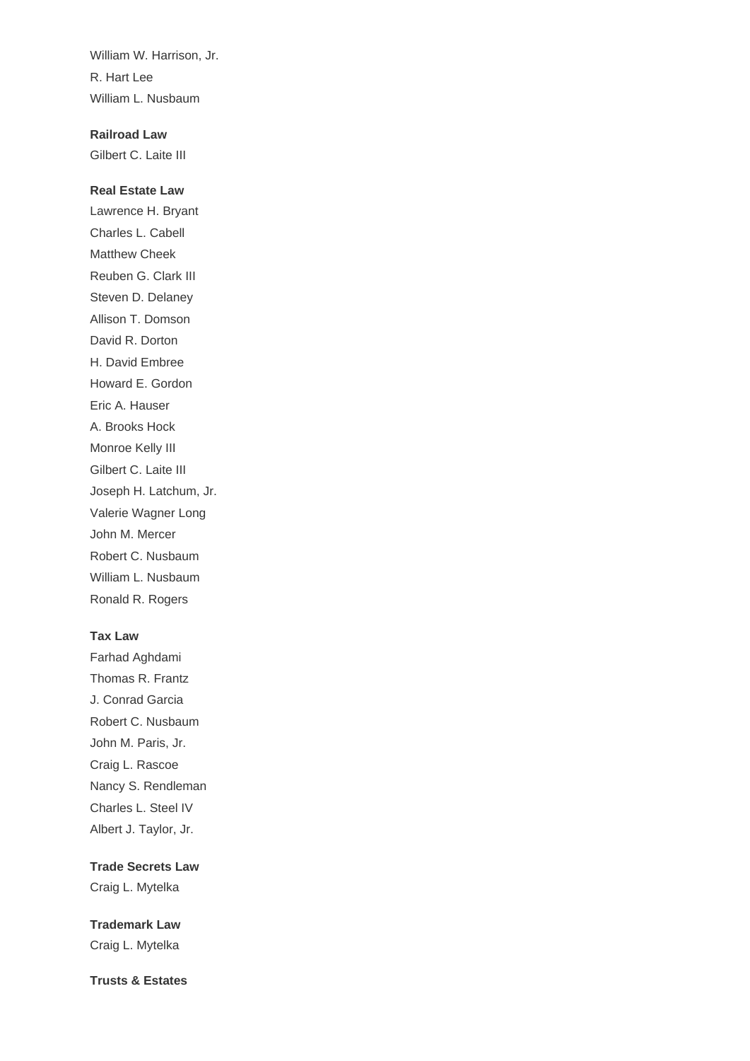William W. Harrison, Jr.
R. Hart Lee
William L. Nusbaum

**Railroad Law**
Gilbert C. Laite III

**Real Estate Law**
Lawrence H. Bryant
Charles L. Cabell
Matthew Cheek
Reuben G. Clark III
Steven D. Delaney
Allison T. Domson
David R. Dorton
H. David Embree
Howard E. Gordon
Eric A. Hauser
A. Brooks Hock
Monroe Kelly III
Gilbert C. Laite III
Joseph H. Latchum, Jr.
Valerie Wagner Long
John M. Mercer
Robert C. Nusbaum
William L. Nusbaum
Ronald R. Rogers

**Tax Law**
Farhad Aghdami
Thomas R. Frantz
J. Conrad Garcia
Robert C. Nusbaum
John M. Paris, Jr.
Craig L. Rascoe
Nancy S. Rendleman
Charles L. Steel IV
Albert J. Taylor, Jr.

**Trade Secrets Law**
Craig L. Mytelka

**Trademark Law**
Craig L. Mytelka

**Trusts & Estates**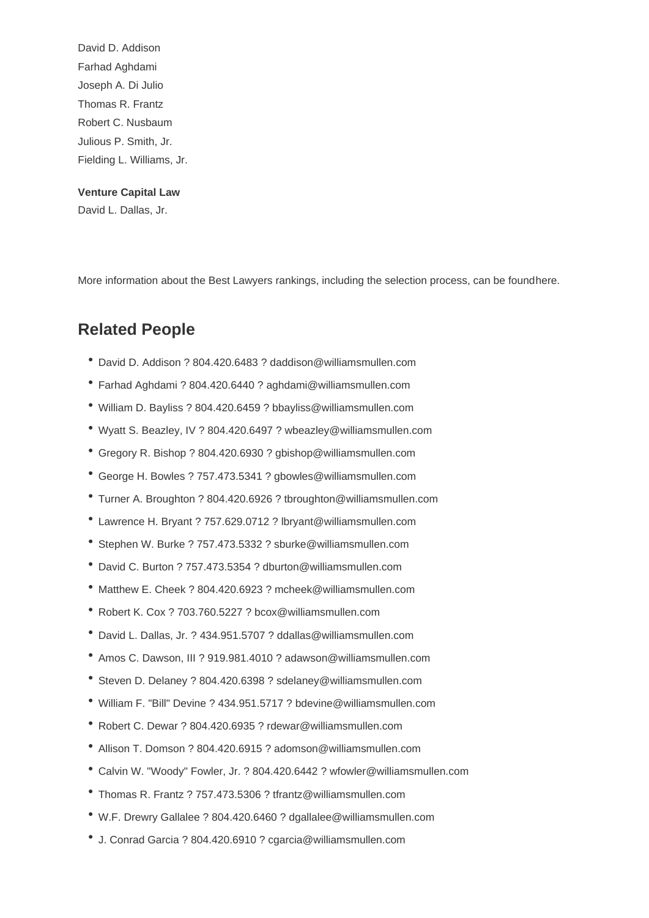David D. Addison
Farhad Aghdami
Joseph A. Di Julio
Thomas R. Frantz
Robert C. Nusbaum
Julious P. Smith, Jr.
Fielding L. Williams, Jr.

**Venture Capital Law**
David L. Dallas, Jr.

More information about the Best Lawyers rankings, including the selection process, can be foundhere.

## Related People

- David D. Addison ? 804.420.6483 ? daddison@williamsmullen.com
- Farhad Aghdami ? 804.420.6440 ? aghdami@williamsmullen.com
- William D. Bayliss ? 804.420.6459 ? bbayliss@williamsmullen.com
- Wyatt S. Beazley, IV ? 804.420.6497 ? wbeazley@williamsmullen.com
- Gregory R. Bishop ? 804.420.6930 ? gbishop@williamsmullen.com
- George H. Bowles ? 757.473.5341 ? gbowles@williamsmullen.com
- Turner A. Broughton ? 804.420.6926 ? tbroughton@williamsmullen.com
- Lawrence H. Bryant ? 757.629.0712 ? lbryant@williamsmullen.com
- Stephen W. Burke ? 757.473.5332 ? sburke@williamsmullen.com
- David C. Burton ? 757.473.5354 ? dburton@williamsmullen.com
- Matthew E. Cheek ? 804.420.6923 ? mcheek@williamsmullen.com
- Robert K. Cox ? 703.760.5227 ? bcox@williamsmullen.com
- David L. Dallas, Jr. ? 434.951.5707 ? ddallas@williamsmullen.com
- Amos C. Dawson, III ? 919.981.4010 ? adawson@williamsmullen.com
- Steven D. Delaney ? 804.420.6398 ? sdelaney@williamsmullen.com
- William F. "Bill" Devine ? 434.951.5717 ? bdevine@williamsmullen.com
- Robert C. Dewar ? 804.420.6935 ? rdewar@williamsmullen.com
- Allison T. Domson ? 804.420.6915 ? adomson@williamsmullen.com
- Calvin W. "Woody" Fowler, Jr. ? 804.420.6442 ? wfowler@williamsmullen.com
- Thomas R. Frantz ? 757.473.5306 ? tfrantz@williamsmullen.com
- W.F. Drewry Gallalee ? 804.420.6460 ? dgallalee@williamsmullen.com
- J. Conrad Garcia ? 804.420.6910 ? cgarcia@williamsmullen.com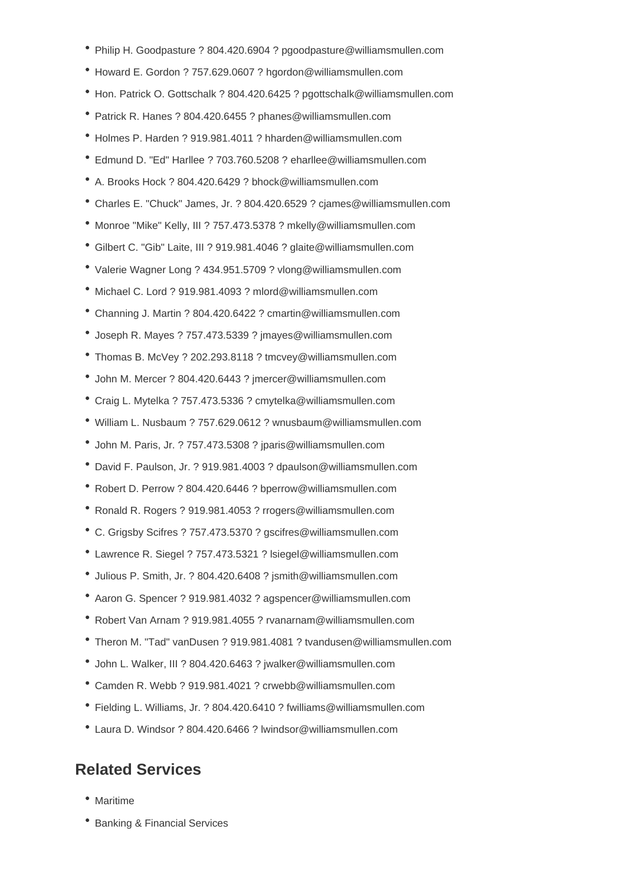- Philip H. Goodpasture ? 804.420.6904 ? pgoodpasture@williamsmullen.com
- Howard E. Gordon ? 757.629.0607 ? hgordon@williamsmullen.com
- Hon. Patrick O. Gottschalk ? 804.420.6425 ? pgottschalk@williamsmullen.com
- Patrick R. Hanes ? 804.420.6455 ? phanes@williamsmullen.com
- Holmes P. Harden ? 919.981.4011 ? hharden@williamsmullen.com
- Edmund D. "Ed" Harllee ? 703.760.5208 ? eharllee@williamsmullen.com
- A. Brooks Hock ? 804.420.6429 ? bhock@williamsmullen.com
- Charles E. "Chuck" James, Jr. ? 804.420.6529 ? cjames@williamsmullen.com
- Monroe "Mike" Kelly, III ? 757.473.5378 ? mkelly@williamsmullen.com
- Gilbert C. "Gib" Laite, III ? 919.981.4046 ? glaite@williamsmullen.com
- Valerie Wagner Long ? 434.951.5709 ? vlong@williamsmullen.com
- Michael C. Lord ? 919.981.4093 ? mlord@williamsmullen.com
- Channing J. Martin ? 804.420.6422 ? cmartin@williamsmullen.com
- Joseph R. Mayes ? 757.473.5339 ? jmayes@williamsmullen.com
- Thomas B. McVey ? 202.293.8118 ? tmcvey@williamsmullen.com
- John M. Mercer ? 804.420.6443 ? jmercer@williamsmullen.com
- Craig L. Mytelka ? 757.473.5336 ? cmytelka@williamsmullen.com
- William L. Nusbaum ? 757.629.0612 ? wnusbaum@williamsmullen.com
- John M. Paris, Jr. ? 757.473.5308 ? jparis@williamsmullen.com
- David F. Paulson, Jr. ? 919.981.4003 ? dpaulson@williamsmullen.com
- Robert D. Perrow ? 804.420.6446 ? bperrow@williamsmullen.com
- Ronald R. Rogers ? 919.981.4053 ? rrogers@williamsmullen.com
- C. Grigsby Scifres ? 757.473.5370 ? gscifres@williamsmullen.com
- Lawrence R. Siegel ? 757.473.5321 ? lsiegel@williamsmullen.com
- Julious P. Smith, Jr. ? 804.420.6408 ? jsmith@williamsmullen.com
- Aaron G. Spencer ? 919.981.4032 ? agspencer@williamsmullen.com
- Robert Van Arnam ? 919.981.4055 ? rvanarnam@williamsmullen.com
- Theron M. "Tad" vanDusen ? 919.981.4081 ? tvandusen@williamsmullen.com
- John L. Walker, III ? 804.420.6463 ? jwalker@williamsmullen.com
- Camden R. Webb ? 919.981.4021 ? crwebb@williamsmullen.com
- Fielding L. Williams, Jr. ? 804.420.6410 ? fwilliams@williamsmullen.com
- Laura D. Windsor ? 804.420.6466 ? lwindsor@williamsmullen.com

## Related Services

- Maritime
- Banking & Financial Services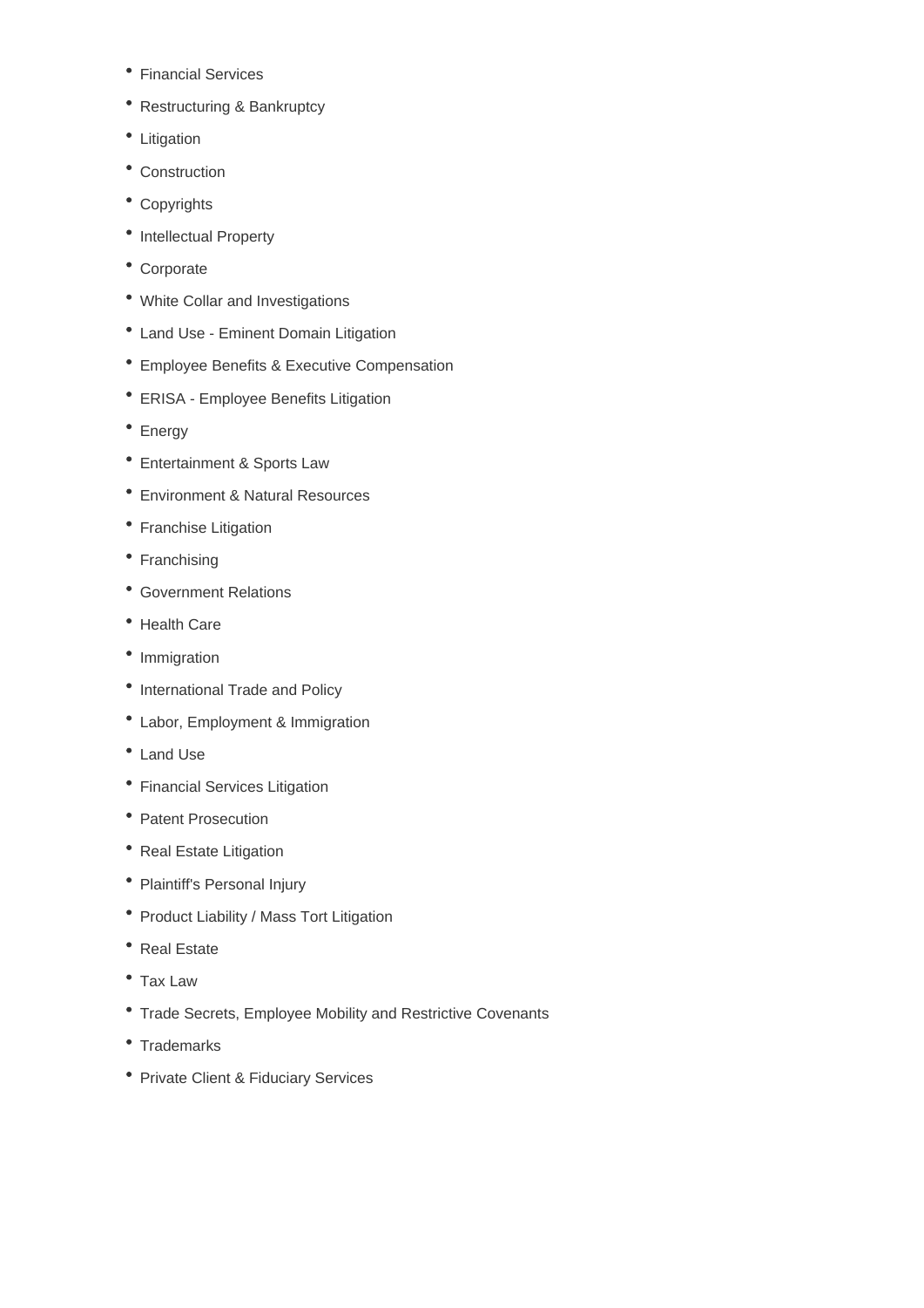- Financial Services
- Restructuring & Bankruptcy
- Litigation
- Construction
- Copyrights
- Intellectual Property
- Corporate
- White Collar and Investigations
- Land Use - Eminent Domain Litigation
- Employee Benefits & Executive Compensation
- ERISA - Employee Benefits Litigation
- Energy
- Entertainment & Sports Law
- Environment & Natural Resources
- Franchise Litigation
- Franchising
- Government Relations
- Health Care
- Immigration
- International Trade and Policy
- Labor, Employment & Immigration
- Land Use
- Financial Services Litigation
- Patent Prosecution
- Real Estate Litigation
- Plaintiff's Personal Injury
- Product Liability / Mass Tort Litigation
- Real Estate
- Tax Law
- Trade Secrets, Employee Mobility and Restrictive Covenants
- Trademarks
- Private Client & Fiduciary Services